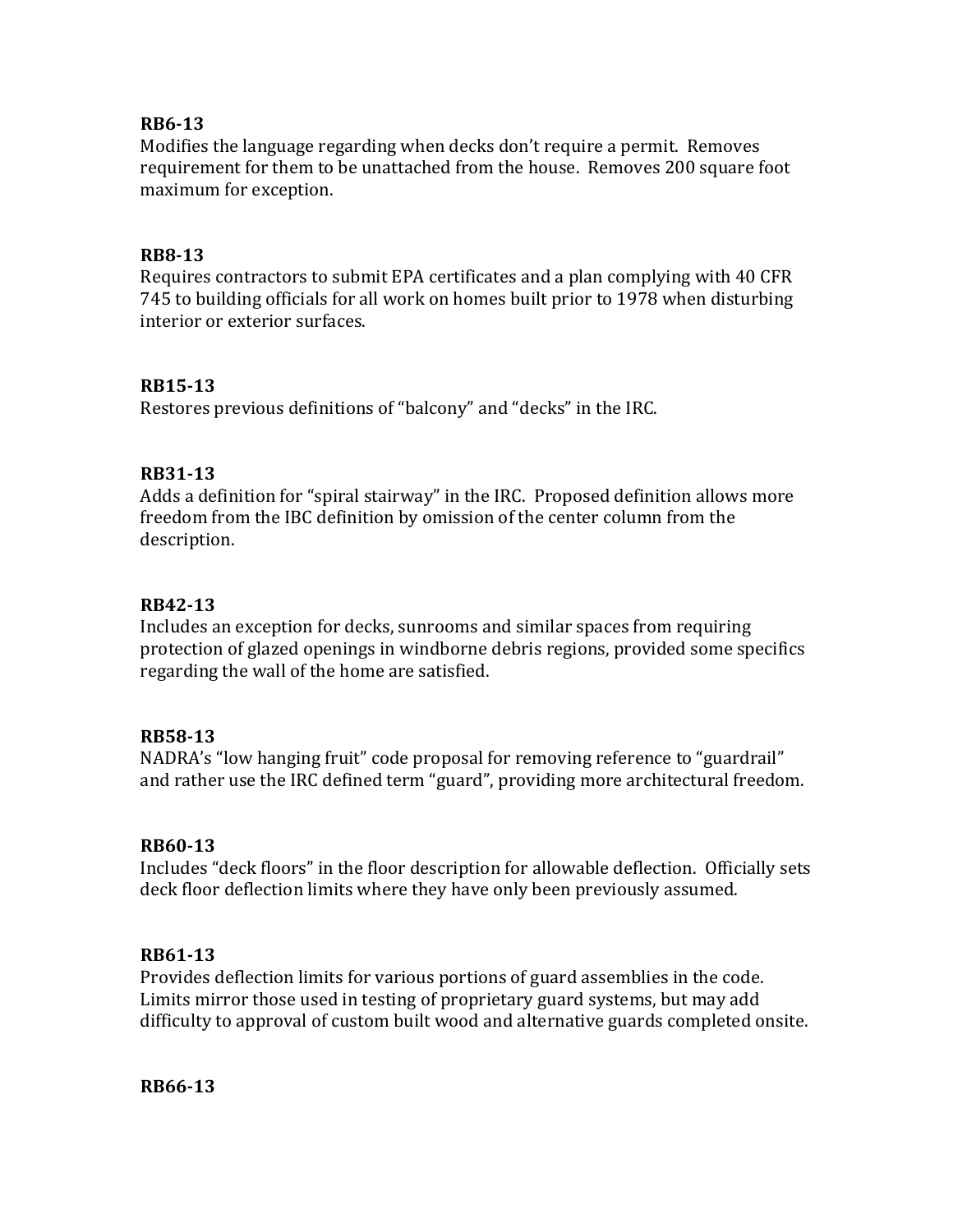**RB6-13**
Modifies the language regarding when decks don't require a permit. Removes requirement for them to be unattached from the house. Removes 200 square foot maximum for exception.

**RB8-13**
Requires contractors to submit EPA certificates and a plan complying with 40 CFR 745 to building officials for all work on homes built prior to 1978 when disturbing interior or exterior surfaces.

**RB15-13**
Restores previous definitions of "balcony" and "decks" in the IRC.

**RB31-13**
Adds a definition for "spiral stairway" in the IRC. Proposed definition allows more freedom from the IBC definition by omission of the center column from the description.

**RB42-13**
Includes an exception for decks, sunrooms and similar spaces from requiring protection of glazed openings in windborne debris regions, provided some specifics regarding the wall of the home are satisfied.

**RB58-13**
NADRA's "low hanging fruit" code proposal for removing reference to "guardrail" and rather use the IRC defined term "guard", providing more architectural freedom.

**RB60-13**
Includes "deck floors" in the floor description for allowable deflection. Officially sets deck floor deflection limits where they have only been previously assumed.

**RB61-13**
Provides deflection limits for various portions of guard assemblies in the code. Limits mirror those used in testing of proprietary guard systems, but may add difficulty to approval of custom built wood and alternative guards completed onsite.

**RB66-13**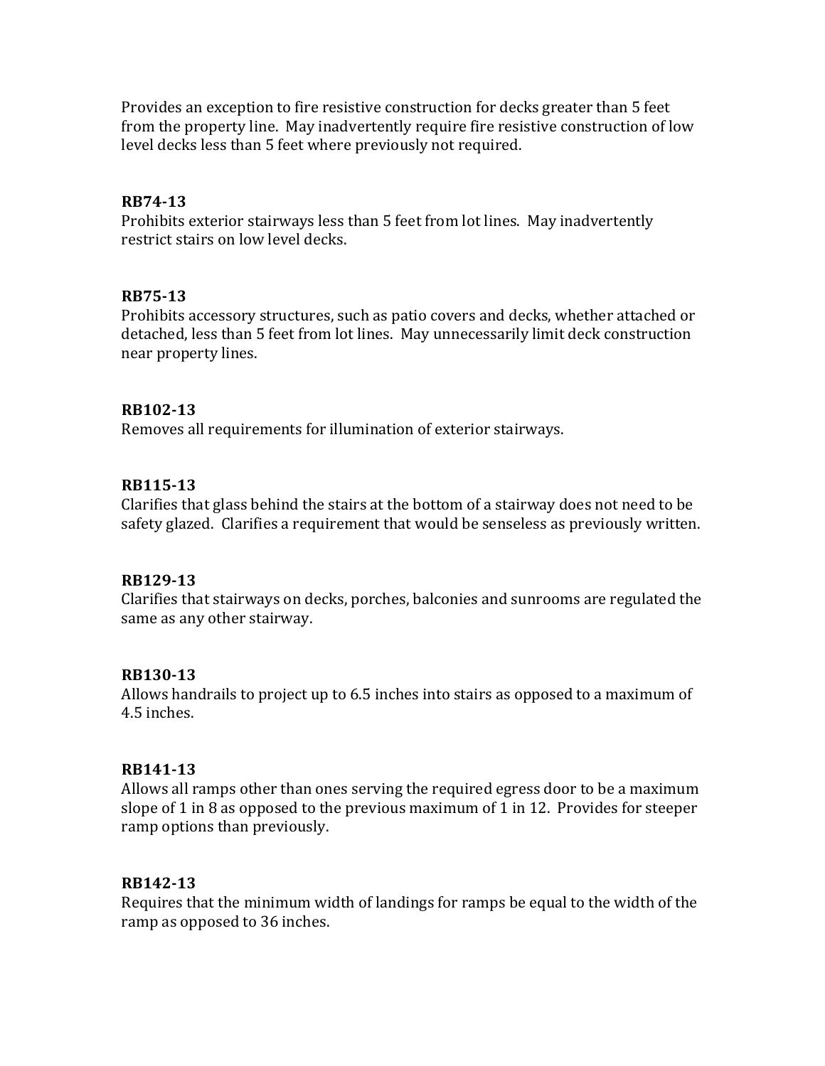Provides an exception to fire resistive construction for decks greater than 5 feet from the property line. May inadvertently require fire resistive construction of low level decks less than 5 feet where previously not required.

**RB74-13**
Prohibits exterior stairways less than 5 feet from lot lines. May inadvertently restrict stairs on low level decks.

**RB75-13**
Prohibits accessory structures, such as patio covers and decks, whether attached or detached, less than 5 feet from lot lines. May unnecessarily limit deck construction near property lines.

**RB102-13**
Removes all requirements for illumination of exterior stairways.

**RB115-13**
Clarifies that glass behind the stairs at the bottom of a stairway does not need to be safety glazed. Clarifies a requirement that would be senseless as previously written.

**RB129-13**
Clarifies that stairways on decks, porches, balconies and sunrooms are regulated the same as any other stairway.

**RB130-13**
Allows handrails to project up to 6.5 inches into stairs as opposed to a maximum of 4.5 inches.

**RB141-13**
Allows all ramps other than ones serving the required egress door to be a maximum slope of 1 in 8 as opposed to the previous maximum of 1 in 12. Provides for steeper ramp options than previously.

**RB142-13**
Requires that the minimum width of landings for ramps be equal to the width of the ramp as opposed to 36 inches.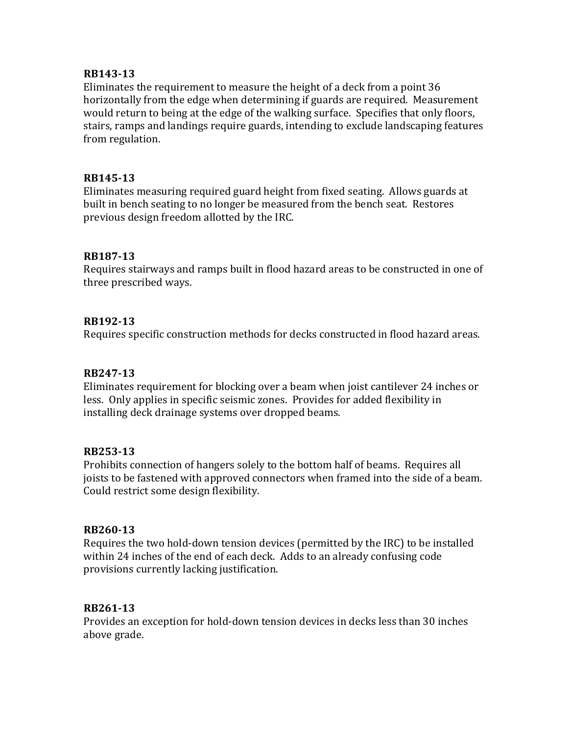**RB143-13**
Eliminates the requirement to measure the height of a deck from a point 36 horizontally from the edge when determining if guards are required. Measurement would return to being at the edge of the walking surface. Specifies that only floors, stairs, ramps and landings require guards, intending to exclude landscaping features from regulation.

**RB145-13**
Eliminates measuring required guard height from fixed seating. Allows guards at built in bench seating to no longer be measured from the bench seat. Restores previous design freedom allotted by the IRC.

**RB187-13**
Requires stairways and ramps built in flood hazard areas to be constructed in one of three prescribed ways.

**RB192-13**
Requires specific construction methods for decks constructed in flood hazard areas.

**RB247-13**
Eliminates requirement for blocking over a beam when joist cantilever 24 inches or less. Only applies in specific seismic zones. Provides for added flexibility in installing deck drainage systems over dropped beams.

**RB253-13**
Prohibits connection of hangers solely to the bottom half of beams. Requires all joists to be fastened with approved connectors when framed into the side of a beam. Could restrict some design flexibility.

**RB260-13**
Requires the two hold-down tension devices (permitted by the IRC) to be installed within 24 inches of the end of each deck. Adds to an already confusing code provisions currently lacking justification.

**RB261-13**
Provides an exception for hold-down tension devices in decks less than 30 inches above grade.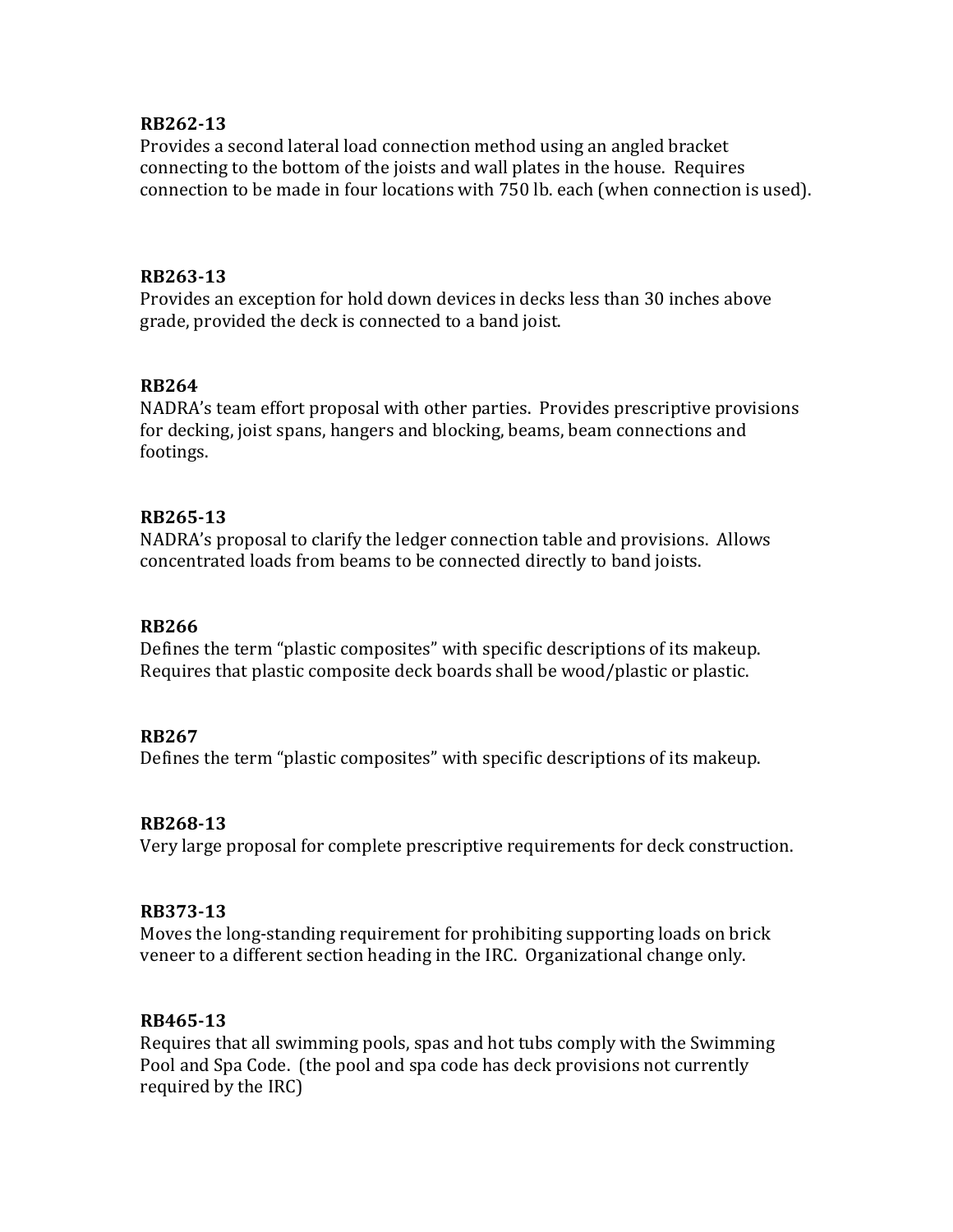**RB262-13**
Provides a second lateral load connection method using an angled bracket connecting to the bottom of the joists and wall plates in the house. Requires connection to be made in four locations with 750 lb. each (when connection is used).

**RB263-13**
Provides an exception for hold down devices in decks less than 30 inches above grade, provided the deck is connected to a band joist.

**RB264**
NADRA's team effort proposal with other parties. Provides prescriptive provisions for decking, joist spans, hangers and blocking, beams, beam connections and footings.

**RB265-13**
NADRA's proposal to clarify the ledger connection table and provisions. Allows concentrated loads from beams to be connected directly to band joists.

**RB266**
Defines the term "plastic composites" with specific descriptions of its makeup. Requires that plastic composite deck boards shall be wood/plastic or plastic.

**RB267**
Defines the term "plastic composites" with specific descriptions of its makeup.

**RB268-13**
Very large proposal for complete prescriptive requirements for deck construction.

**RB373-13**
Moves the long-standing requirement for prohibiting supporting loads on brick veneer to a different section heading in the IRC. Organizational change only.

**RB465-13**
Requires that all swimming pools, spas and hot tubs comply with the Swimming Pool and Spa Code. (the pool and spa code has deck provisions not currently required by the IRC)